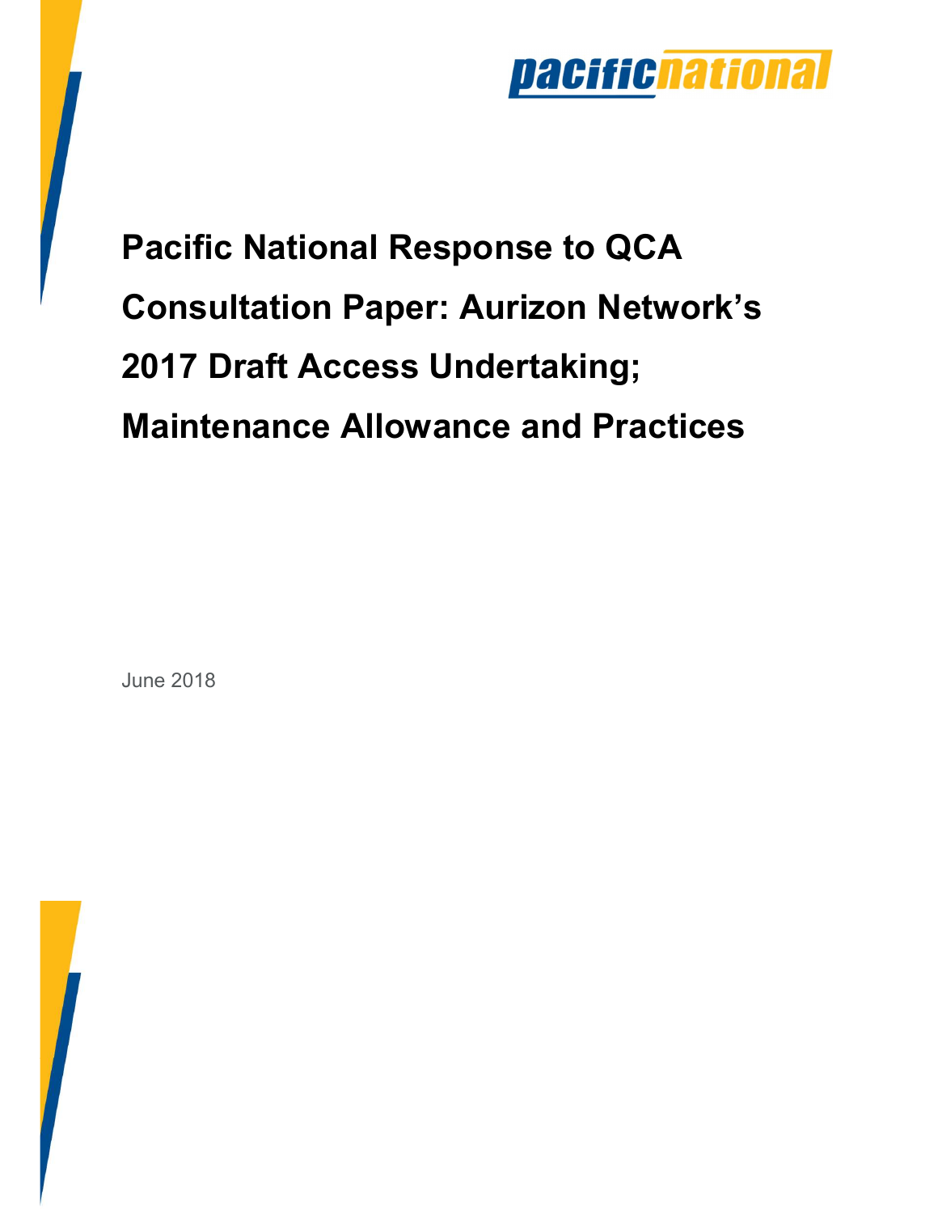pacificnational

# Pacific National Response to QCA Consultation Paper: Aurizon Network's 2017 Draft Access Undertaking; Maintenance Allowance and Practices

June 2018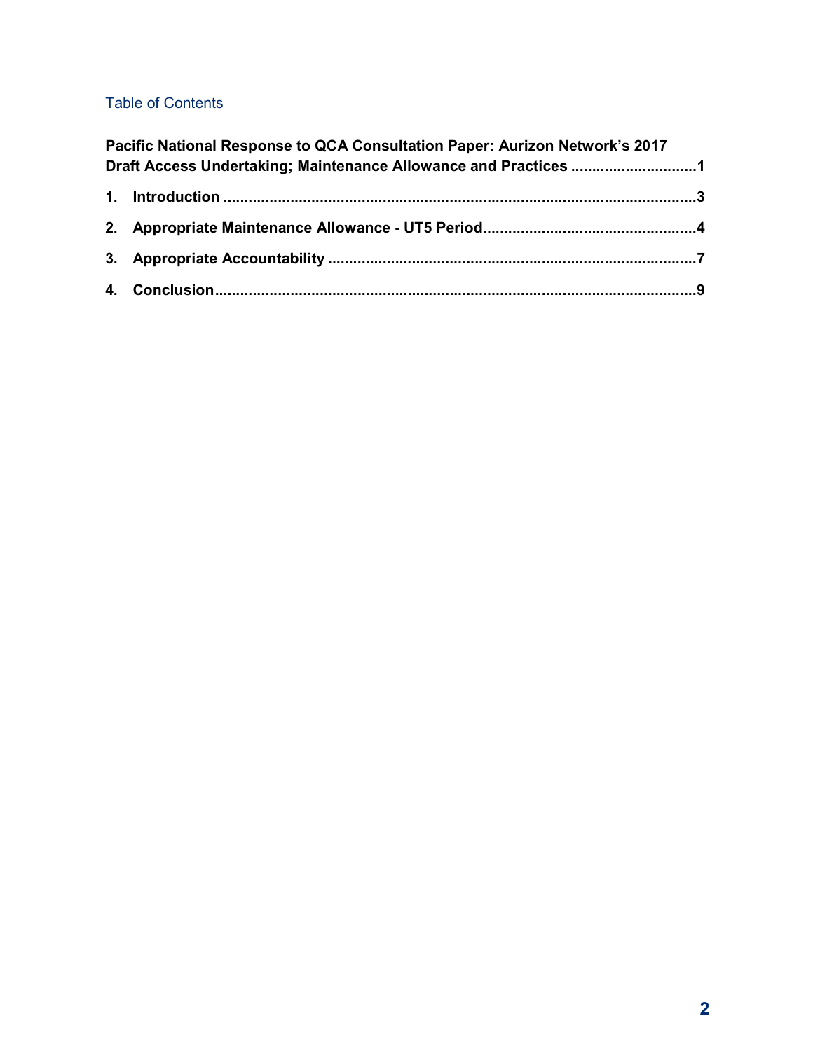## Table of Contents

**Pacific National Response to QCA Consultation Paper: Aurizon Network's 2017 Draft Access Undertaking; Maintenance Allowance and Practices** ..............................1

**1. Introduction** ..............................3

**2. Appropriate Maintenance Allowance - UT5 Period** ..............................4

**3. Appropriate Accountability** ..............................7

**4. Conclusion** ..............................9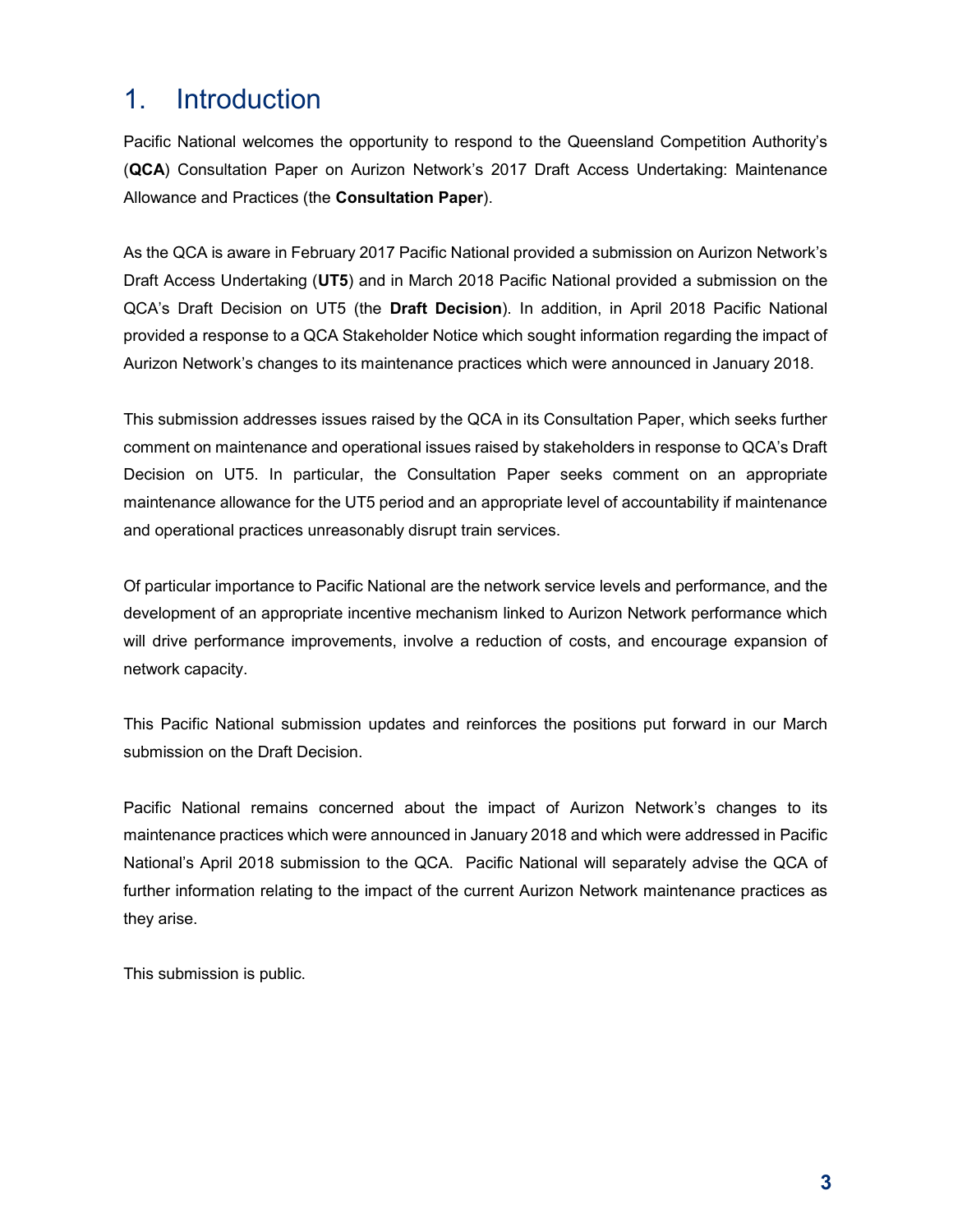# 1. Introduction

Pacific National welcomes the opportunity to respond to the Queensland Competition Authority's (**QCA**) Consultation Paper on Aurizon Network's 2017 Draft Access Undertaking: Maintenance Allowance and Practices (the **Consultation Paper**).

As the QCA is aware in February 2017 Pacific National provided a submission on Aurizon Network's Draft Access Undertaking (**UT5**) and in March 2018 Pacific National provided a submission on the QCA's Draft Decision on UT5 (the **Draft Decision**). In addition, in April 2018 Pacific National provided a response to a QCA Stakeholder Notice which sought information regarding the impact of Aurizon Network's changes to its maintenance practices which were announced in January 2018.

This submission addresses issues raised by the QCA in its Consultation Paper, which seeks further comment on maintenance and operational issues raised by stakeholders in response to QCA's Draft Decision on UT5. In particular, the Consultation Paper seeks comment on an appropriate maintenance allowance for the UT5 period and an appropriate level of accountability if maintenance and operational practices unreasonably disrupt train services.

Of particular importance to Pacific National are the network service levels and performance, and the development of an appropriate incentive mechanism linked to Aurizon Network performance which will drive performance improvements, involve a reduction of costs, and encourage expansion of network capacity.

This Pacific National submission updates and reinforces the positions put forward in our March submission on the Draft Decision.

Pacific National remains concerned about the impact of Aurizon Network's changes to its maintenance practices which were announced in January 2018 and which were addressed in Pacific National's April 2018 submission to the QCA. Pacific National will separately advise the QCA of further information relating to the impact of the current Aurizon Network maintenance practices as they arise.

This submission is public.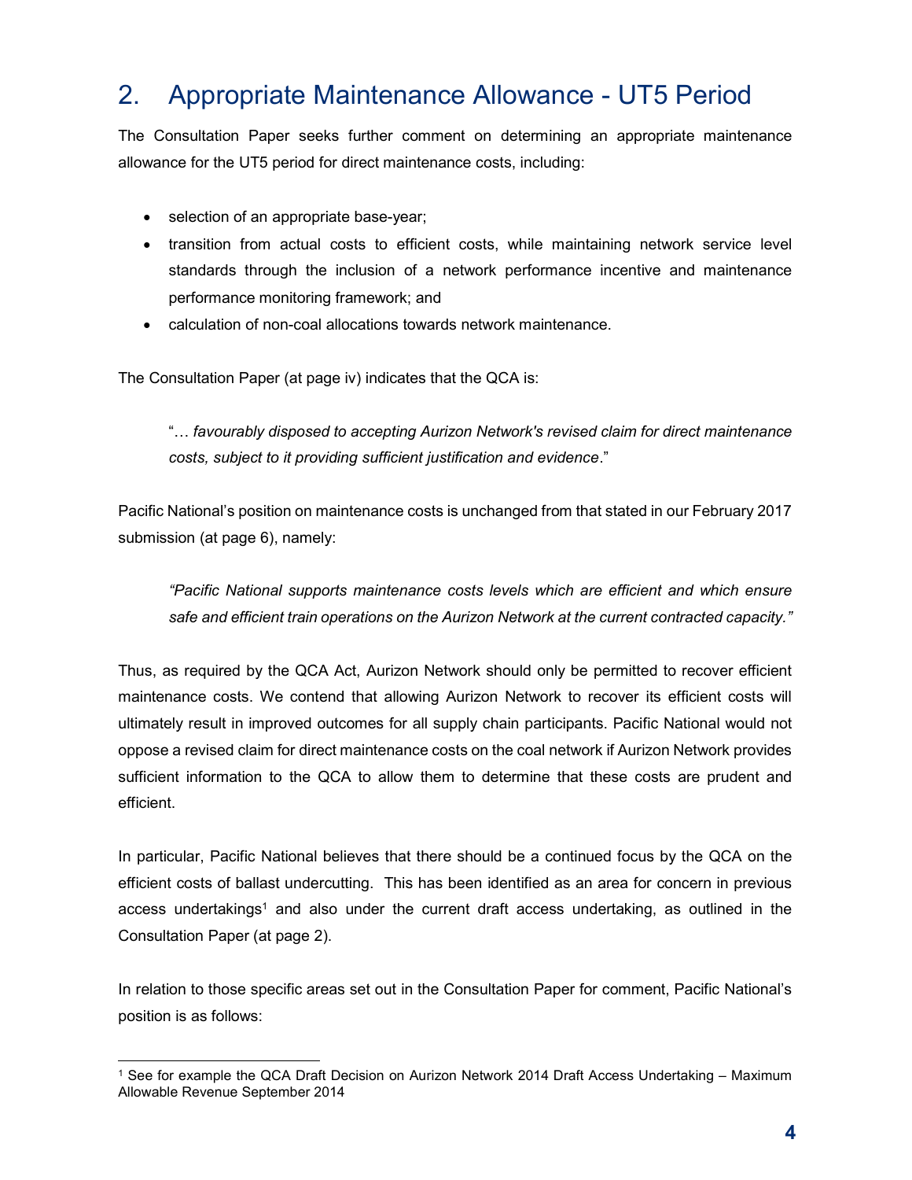## 2. Appropriate Maintenance Allowance - UT5 Period

The Consultation Paper seeks further comment on determining an appropriate maintenance allowance for the UT5 period for direct maintenance costs, including:

- selection of an appropriate base-year;
- transition from actual costs to efficient costs, while maintaining network service level standards through the inclusion of a network performance incentive and maintenance performance monitoring framework; and
- calculation of non-coal allocations towards network maintenance.

The Consultation Paper (at page iv) indicates that the QCA is:

> "… *favourably disposed to accepting Aurizon Network's revised claim for direct maintenance costs, subject to it providing sufficient justification and evidence*."

Pacific National's position on maintenance costs is unchanged from that stated in our February 2017 submission (at page 6), namely:

> *"Pacific National supports maintenance costs levels which are efficient and which ensure safe and efficient train operations on the Aurizon Network at the current contracted capacity."*

Thus, as required by the QCA Act, Aurizon Network should only be permitted to recover efficient maintenance costs. We contend that allowing Aurizon Network to recover its efficient costs will ultimately result in improved outcomes for all supply chain participants. Pacific National would not oppose a revised claim for direct maintenance costs on the coal network if Aurizon Network provides sufficient information to the QCA to allow them to determine that these costs are prudent and efficient.

In particular, Pacific National believes that there should be a continued focus by the QCA on the efficient costs of ballast undercutting. This has been identified as an area for concern in previous access undertakings[1] and also under the current draft access undertaking, as outlined in the Consultation Paper (at page 2).

In relation to those specific areas set out in the Consultation Paper for comment, Pacific National's position is as follows:

[1] See for example the QCA Draft Decision on Aurizon Network 2014 Draft Access Undertaking – Maximum Allowable Revenue September 2014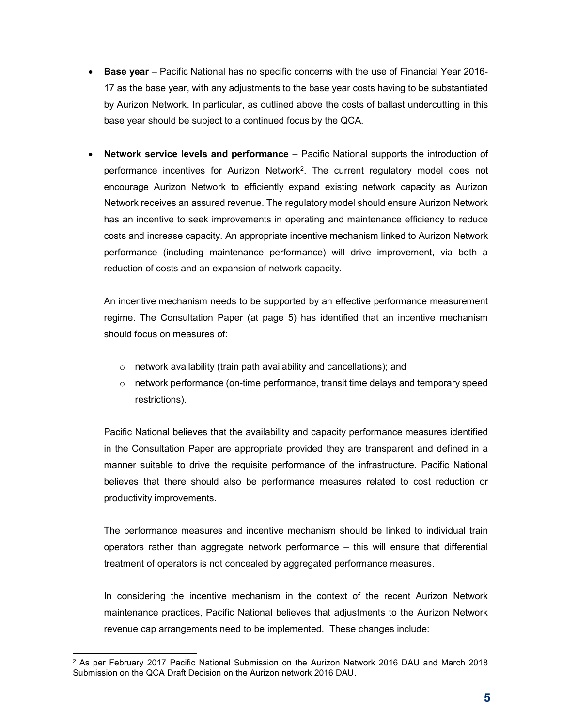- **Base year** – Pacific National has no specific concerns with the use of Financial Year 2016-17 as the base year, with any adjustments to the base year costs having to be substantiated by Aurizon Network. In particular, as outlined above the costs of ballast undercutting in this base year should be subject to a continued focus by the QCA.

- **Network service levels and performance** – Pacific National supports the introduction of performance incentives for Aurizon Network[2]. The current regulatory model does not encourage Aurizon Network to efficiently expand existing network capacity as Aurizon Network receives an assured revenue. The regulatory model should ensure Aurizon Network has an incentive to seek improvements in operating and maintenance efficiency to reduce costs and increase capacity. An appropriate incentive mechanism linked to Aurizon Network performance (including maintenance performance) will drive improvement, via both a reduction of costs and an expansion of network capacity.

  An incentive mechanism needs to be supported by an effective performance measurement regime. The Consultation Paper (at page 5) has identified that an incentive mechanism should focus on measures of:

  - network availability (train path availability and cancellations); and
  - network performance (on-time performance, transit time delays and temporary speed restrictions).

  Pacific National believes that the availability and capacity performance measures identified in the Consultation Paper are appropriate provided they are transparent and defined in a manner suitable to drive the requisite performance of the infrastructure. Pacific National believes that there should also be performance measures related to cost reduction or productivity improvements.

  The performance measures and incentive mechanism should be linked to individual train operators rather than aggregate network performance – this will ensure that differential treatment of operators is not concealed by aggregated performance measures.

  In considering the incentive mechanism in the context of the recent Aurizon Network maintenance practices, Pacific National believes that adjustments to the Aurizon Network revenue cap arrangements need to be implemented. These changes include:

[2] As per February 2017 Pacific National Submission on the Aurizon Network 2016 DAU and March 2018 Submission on the QCA Draft Decision on the Aurizon network 2016 DAU.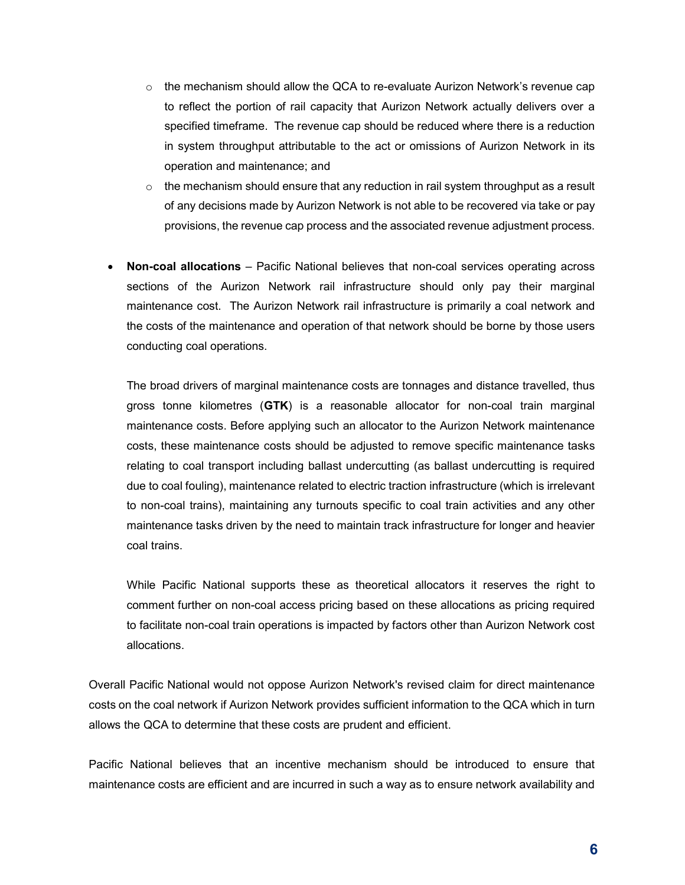- the mechanism should allow the QCA to re-evaluate Aurizon Network's revenue cap to reflect the portion of rail capacity that Aurizon Network actually delivers over a specified timeframe. The revenue cap should be reduced where there is a reduction in system throughput attributable to the act or omissions of Aurizon Network in its operation and maintenance; and
  - the mechanism should ensure that any reduction in rail system throughput as a result of any decisions made by Aurizon Network is not able to be recovered via take or pay provisions, the revenue cap process and the associated revenue adjustment process.

- **Non-coal allocations** – Pacific National believes that non-coal services operating across sections of the Aurizon Network rail infrastructure should only pay their marginal maintenance cost. The Aurizon Network rail infrastructure is primarily a coal network and the costs of the maintenance and operation of that network should be borne by those users conducting coal operations.

  The broad drivers of marginal maintenance costs are tonnages and distance travelled, thus gross tonne kilometres (**GTK**) is a reasonable allocator for non-coal train marginal maintenance costs. Before applying such an allocator to the Aurizon Network maintenance costs, these maintenance costs should be adjusted to remove specific maintenance tasks relating to coal transport including ballast undercutting (as ballast undercutting is required due to coal fouling), maintenance related to electric traction infrastructure (which is irrelevant to non-coal trains), maintaining any turnouts specific to coal train activities and any other maintenance tasks driven by the need to maintain track infrastructure for longer and heavier coal trains.

  While Pacific National supports these as theoretical allocators it reserves the right to comment further on non-coal access pricing based on these allocations as pricing required to facilitate non-coal train operations is impacted by factors other than Aurizon Network cost allocations.

Overall Pacific National would not oppose Aurizon Network's revised claim for direct maintenance costs on the coal network if Aurizon Network provides sufficient information to the QCA which in turn allows the QCA to determine that these costs are prudent and efficient.

Pacific National believes that an incentive mechanism should be introduced to ensure that maintenance costs are efficient and are incurred in such a way as to ensure network availability and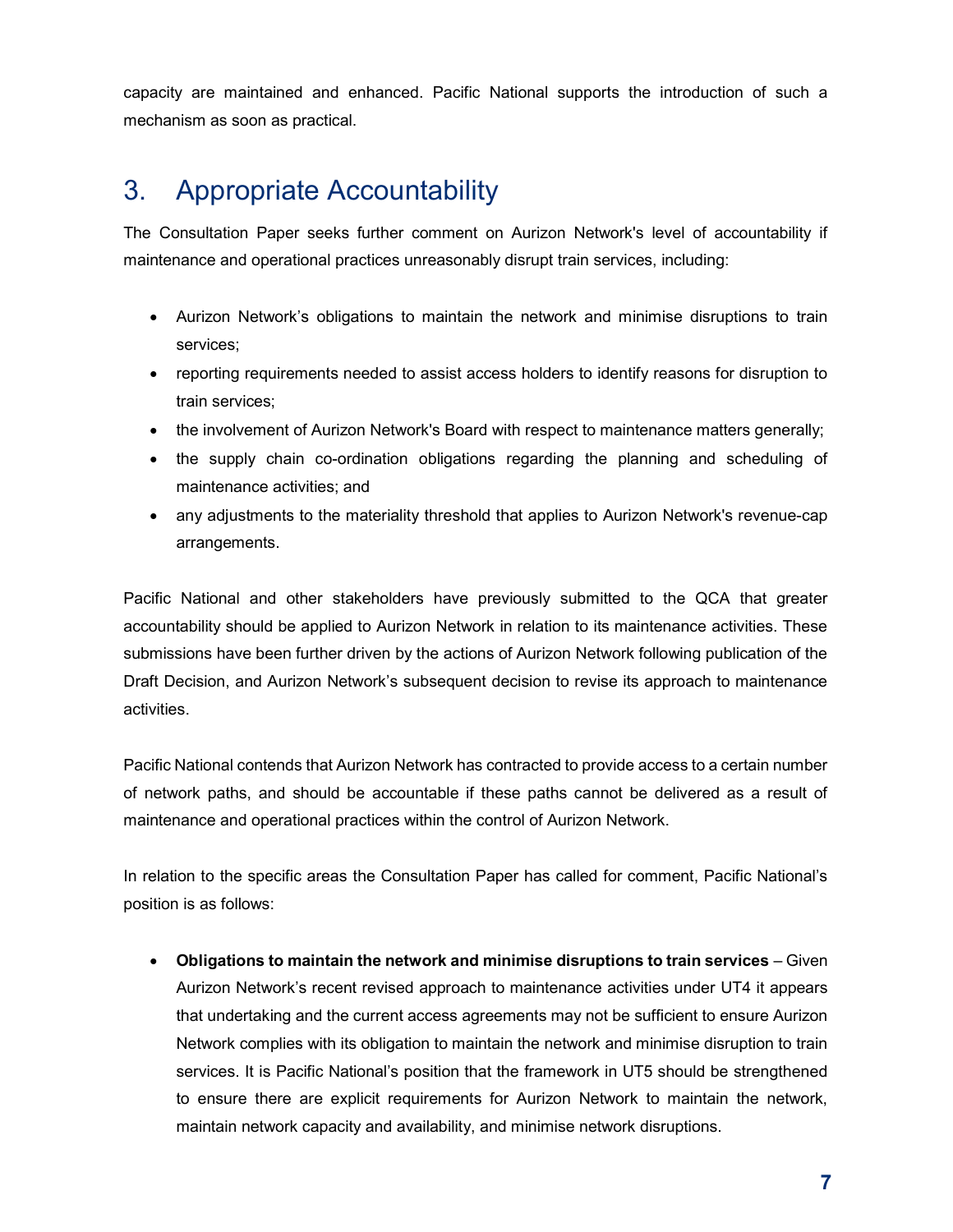capacity are maintained and enhanced. Pacific National supports the introduction of such a mechanism as soon as practical.

## 3. Appropriate Accountability

The Consultation Paper seeks further comment on Aurizon Network's level of accountability if maintenance and operational practices unreasonably disrupt train services, including:

- Aurizon Network's obligations to maintain the network and minimise disruptions to train services;
- reporting requirements needed to assist access holders to identify reasons for disruption to train services;
- the involvement of Aurizon Network's Board with respect to maintenance matters generally;
- the supply chain co-ordination obligations regarding the planning and scheduling of maintenance activities; and
- any adjustments to the materiality threshold that applies to Aurizon Network's revenue-cap arrangements.

Pacific National and other stakeholders have previously submitted to the QCA that greater accountability should be applied to Aurizon Network in relation to its maintenance activities. These submissions have been further driven by the actions of Aurizon Network following publication of the Draft Decision, and Aurizon Network's subsequent decision to revise its approach to maintenance activities.

Pacific National contends that Aurizon Network has contracted to provide access to a certain number of network paths, and should be accountable if these paths cannot be delivered as a result of maintenance and operational practices within the control of Aurizon Network.

In relation to the specific areas the Consultation Paper has called for comment, Pacific National's position is as follows:

- **Obligations to maintain the network and minimise disruptions to train services** – Given Aurizon Network's recent revised approach to maintenance activities under UT4 it appears that undertaking and the current access agreements may not be sufficient to ensure Aurizon Network complies with its obligation to maintain the network and minimise disruption to train services. It is Pacific National's position that the framework in UT5 should be strengthened to ensure there are explicit requirements for Aurizon Network to maintain the network, maintain network capacity and availability, and minimise network disruptions.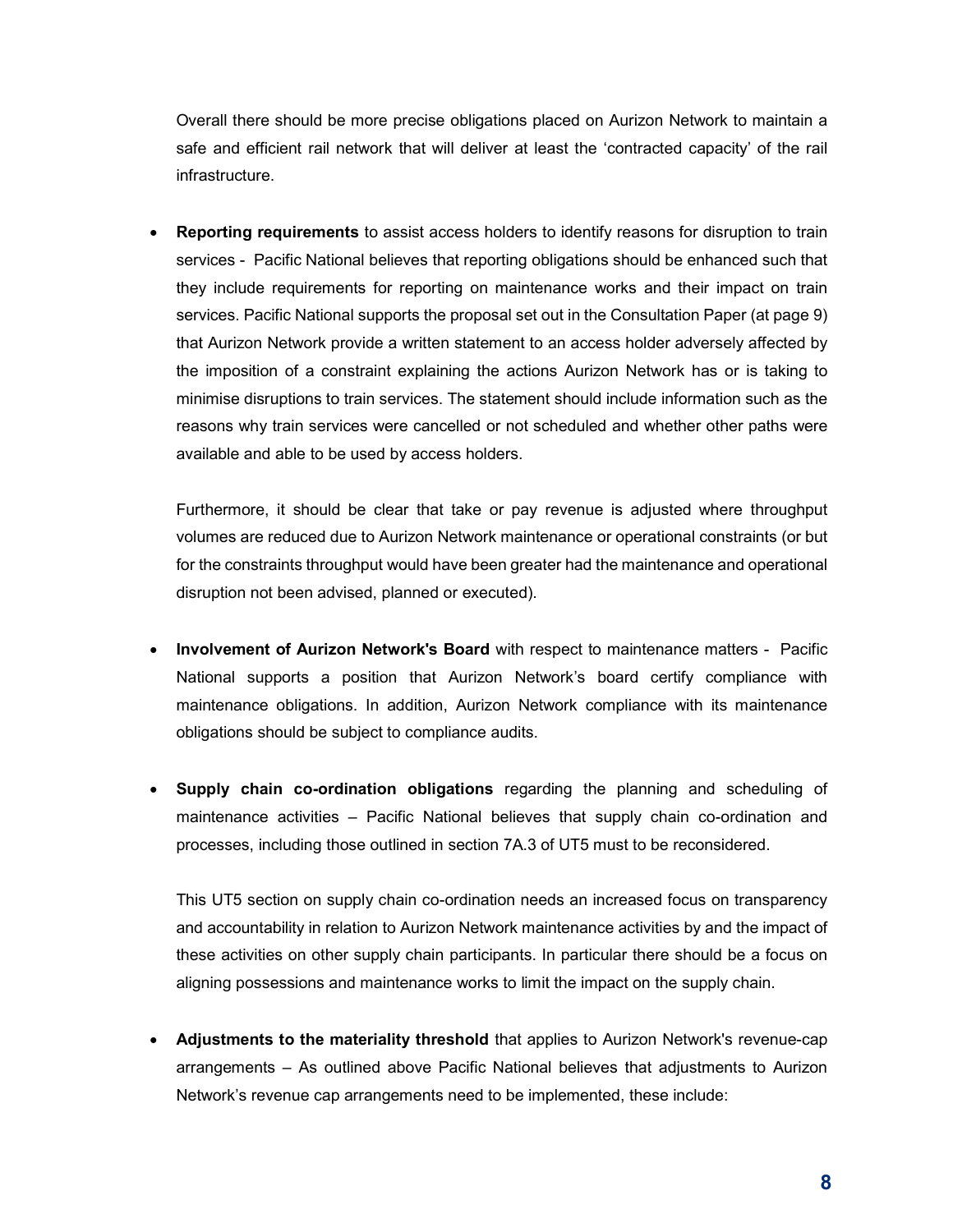Overall there should be more precise obligations placed on Aurizon Network to maintain a safe and efficient rail network that will deliver at least the 'contracted capacity' of the rail infrastructure.

- **Reporting requirements** to assist access holders to identify reasons for disruption to train services - Pacific National believes that reporting obligations should be enhanced such that they include requirements for reporting on maintenance works and their impact on train services. Pacific National supports the proposal set out in the Consultation Paper (at page 9) that Aurizon Network provide a written statement to an access holder adversely affected by the imposition of a constraint explaining the actions Aurizon Network has or is taking to minimise disruptions to train services. The statement should include information such as the reasons why train services were cancelled or not scheduled and whether other paths were available and able to be used by access holders.

  Furthermore, it should be clear that take or pay revenue is adjusted where throughput volumes are reduced due to Aurizon Network maintenance or operational constraints (or but for the constraints throughput would have been greater had the maintenance and operational disruption not been advised, planned or executed).

- **Involvement of Aurizon Network's Board** with respect to maintenance matters - Pacific National supports a position that Aurizon Network's board certify compliance with maintenance obligations. In addition, Aurizon Network compliance with its maintenance obligations should be subject to compliance audits.

- **Supply chain co-ordination obligations** regarding the planning and scheduling of maintenance activities – Pacific National believes that supply chain co-ordination and processes, including those outlined in section 7A.3 of UT5 must to be reconsidered.

  This UT5 section on supply chain co-ordination needs an increased focus on transparency and accountability in relation to Aurizon Network maintenance activities by and the impact of these activities on other supply chain participants. In particular there should be a focus on aligning possessions and maintenance works to limit the impact on the supply chain.

- **Adjustments to the materiality threshold** that applies to Aurizon Network's revenue-cap arrangements – As outlined above Pacific National believes that adjustments to Aurizon Network's revenue cap arrangements need to be implemented, these include: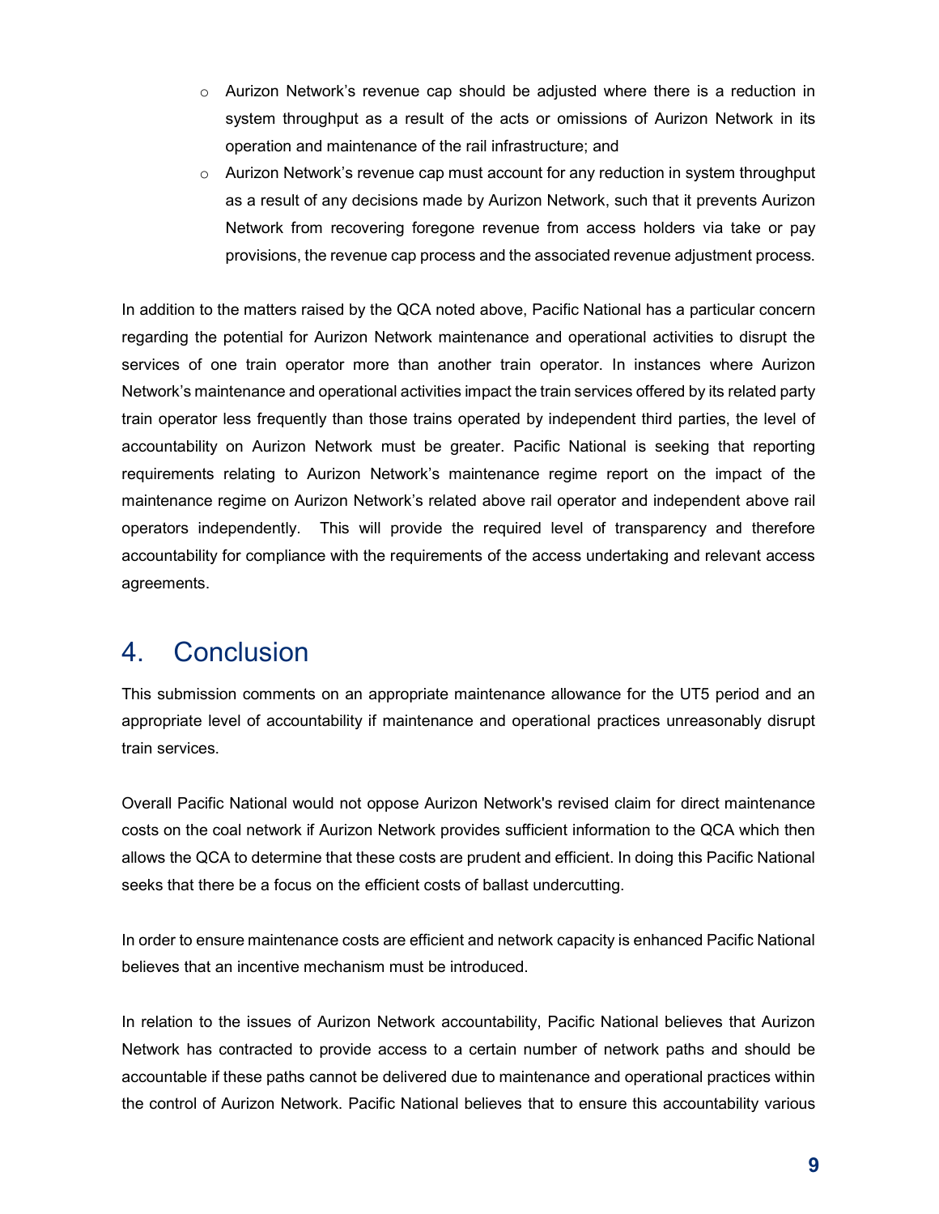- Aurizon Network's revenue cap should be adjusted where there is a reduction in system throughput as a result of the acts or omissions of Aurizon Network in its operation and maintenance of the rail infrastructure; and
- Aurizon Network's revenue cap must account for any reduction in system throughput as a result of any decisions made by Aurizon Network, such that it prevents Aurizon Network from recovering foregone revenue from access holders via take or pay provisions, the revenue cap process and the associated revenue adjustment process.

In addition to the matters raised by the QCA noted above, Pacific National has a particular concern regarding the potential for Aurizon Network maintenance and operational activities to disrupt the services of one train operator more than another train operator. In instances where Aurizon Network's maintenance and operational activities impact the train services offered by its related party train operator less frequently than those trains operated by independent third parties, the level of accountability on Aurizon Network must be greater. Pacific National is seeking that reporting requirements relating to Aurizon Network's maintenance regime report on the impact of the maintenance regime on Aurizon Network's related above rail operator and independent above rail operators independently. This will provide the required level of transparency and therefore accountability for compliance with the requirements of the access undertaking and relevant access agreements.

# 4. Conclusion

This submission comments on an appropriate maintenance allowance for the UT5 period and an appropriate level of accountability if maintenance and operational practices unreasonably disrupt train services.

Overall Pacific National would not oppose Aurizon Network's revised claim for direct maintenance costs on the coal network if Aurizon Network provides sufficient information to the QCA which then allows the QCA to determine that these costs are prudent and efficient. In doing this Pacific National seeks that there be a focus on the efficient costs of ballast undercutting.

In order to ensure maintenance costs are efficient and network capacity is enhanced Pacific National believes that an incentive mechanism must be introduced.

In relation to the issues of Aurizon Network accountability, Pacific National believes that Aurizon Network has contracted to provide access to a certain number of network paths and should be accountable if these paths cannot be delivered due to maintenance and operational practices within the control of Aurizon Network. Pacific National believes that to ensure this accountability various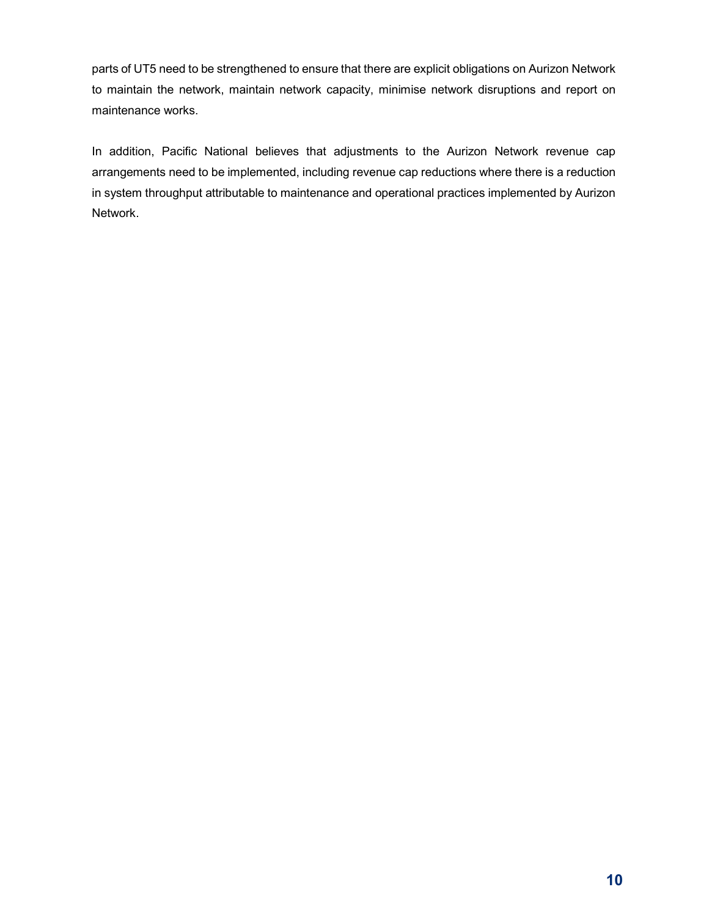parts of UT5 need to be strengthened to ensure that there are explicit obligations on Aurizon Network to maintain the network, maintain network capacity, minimise network disruptions and report on maintenance works.

In addition, Pacific National believes that adjustments to the Aurizon Network revenue cap arrangements need to be implemented, including revenue cap reductions where there is a reduction in system throughput attributable to maintenance and operational practices implemented by Aurizon Network.